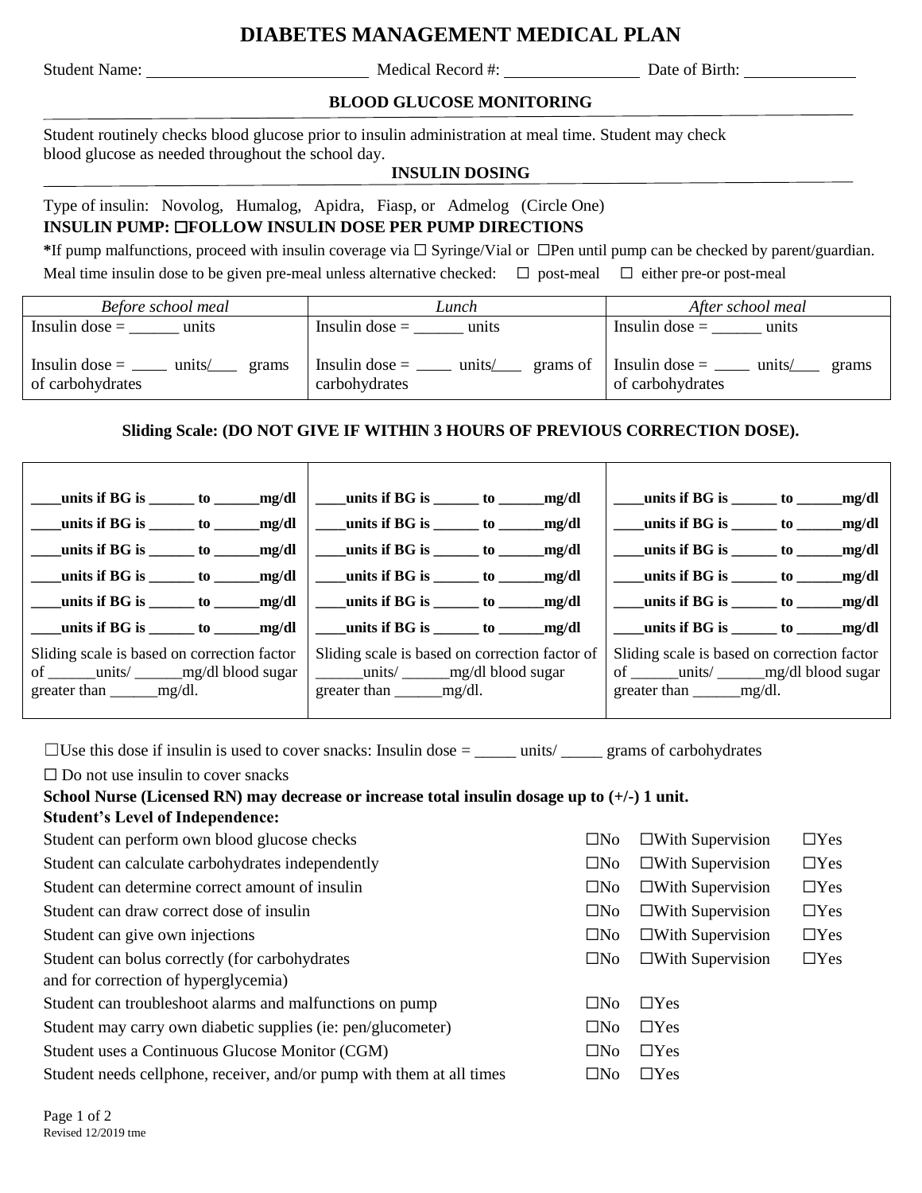# DIABETES MANAGEMENT MEDICAL PLAN

Student Name: ____________________ Medical Record #: ______________ Date of Birth: ____________

## BLOOD GLUCOSE MONITORING

Student routinely checks blood glucose prior to insulin administration at meal time. Student may check blood glucose as needed throughout the school day.

## INSULIN DOSING

Type of insulin: Novolog, Humalog, Apidra, Fiasp, or Admelog (Circle One)

**INSULIN PUMP: ☐FOLLOW INSULIN DOSE PER PUMP DIRECTIONS**

***If pump malfunctions, proceed with insulin coverage via ☐ Syringe/Vial or ☐Pen until pump can be checked by parent/guardian.**

Meal time insulin dose to be given pre-meal unless alternative checked: ☐ post-meal ☐ either pre-or post-meal

| *Before school meal* | *Lunch* | *After school meal* |
|---|---|---|
| Insulin dose = ______ units | Insulin dose = ______ units | Insulin dose = ______ units |
| Insulin dose = ____ units/___ grams of carbohydrates | Insulin dose = ____ units/___ grams of carbohydrates | Insulin dose = ____ units/___ grams of carbohydrates |

**Sliding Scale: (DO NOT GIVE IF WITHIN 3 HOURS OF PREVIOUS CORRECTION DOSE).**

| | | |
|---|---|---|
| **____units if BG is ______ to ______mg/dl** | **____units if BG is ______ to ______mg/dl** | **____units if BG is ______ to ______mg/dl** |
| **____units if BG is ______ to ______mg/dl** | **____units if BG is ______ to ______mg/dl** | **____units if BG is ______ to ______mg/dl** |
| **____units if BG is ______ to ______mg/dl** | **____units if BG is ______ to ______mg/dl** | **____units if BG is ______ to ______mg/dl** |
| **____units if BG is ______ to ______mg/dl** | **____units if BG is ______ to ______mg/dl** | **____units if BG is ______ to ______mg/dl** |
| **____units if BG is ______ to ______mg/dl** | **____units if BG is ______ to ______mg/dl** | **____units if BG is ______ to ______mg/dl** |
| **____units if BG is ______ to ______mg/dl** | **____units if BG is ______ to ______mg/dl** | **____units if BG is ______ to ______mg/dl** |
| Sliding scale is based on correction factor of ______units/ ______mg/dl blood sugar greater than ______mg/dl. | Sliding scale is based on correction factor of ______units/ ______mg/dl blood sugar greater than ______mg/dl. | Sliding scale is based on correction factor of ______units/ ______mg/dl blood sugar greater than ______mg/dl. |

☐Use this dose if insulin is used to cover snacks: Insulin dose = _____ units/ _____ grams of carbohydrates

☐ Do not use insulin to cover snacks

**School Nurse (Licensed RN) may decrease or increase total insulin dosage up to (+/-) 1 unit.**

**Student's Level of Independence:**

| | | | |
|---|---|---|---|
| Student can perform own blood glucose checks | ☐No | ☐With Supervision | ☐Yes |
| Student can calculate carbohydrates independently | ☐No | ☐With Supervision | ☐Yes |
| Student can determine correct amount of insulin | ☐No | ☐With Supervision | ☐Yes |
| Student can draw correct dose of insulin | ☐No | ☐With Supervision | ☐Yes |
| Student can give own injections | ☐No | ☐With Supervision | ☐Yes |
| Student can bolus correctly (for carbohydrates and for correction of hyperglycemia) | ☐No | ☐With Supervision | ☐Yes |
| Student can troubleshoot alarms and malfunctions on pump | ☐No | ☐Yes | |
| Student may carry own diabetic supplies (ie: pen/glucometer) | ☐No | ☐Yes | |
| Student uses a Continuous Glucose Monitor (CGM) | ☐No | ☐Yes | |
| Student needs cellphone, receiver, and/or pump with them at all times | ☐No | ☐Yes | |

Revised 12/2019 tme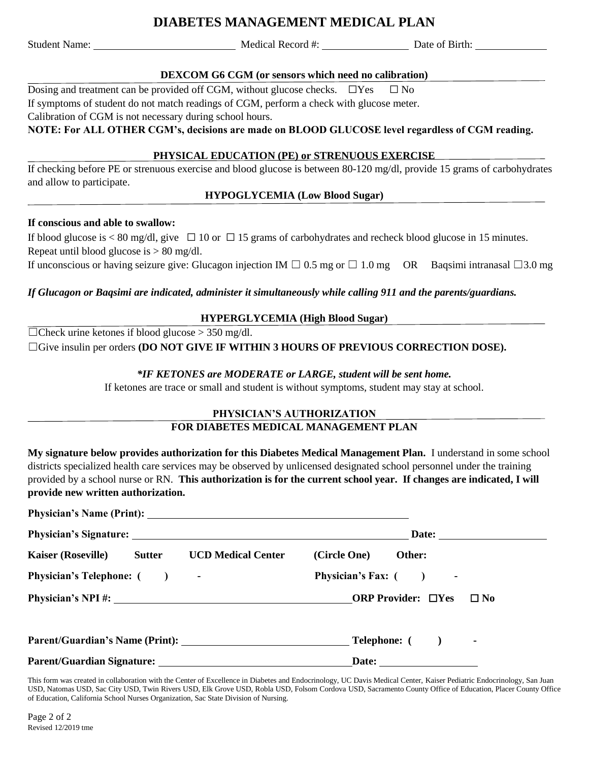# DIABETES MANAGEMENT MEDICAL PLAN

Student Name: ____________________ Medical Record #: ______________ Date of Birth: ____________

## DEXCOM G6 CGM (or sensors which need no calibration)

Dosing and treatment can be provided off CGM, without glucose checks. ☐Yes ☐ No

If symptoms of student do not match readings of CGM, perform a check with glucose meter.

Calibration of CGM is not necessary during school hours.

**NOTE: For ALL OTHER CGM's, decisions are made on BLOOD GLUCOSE level regardless of CGM reading.**

## PHYSICAL EDUCATION (PE) or STRENUOUS EXERCISE

If checking before PE or strenuous exercise and blood glucose is between 80-120 mg/dl, provide 15 grams of carbohydrates and allow to participate.

## HYPOGLYCEMIA (Low Blood Sugar)

**If conscious and able to swallow:**

If blood glucose is < 80 mg/dl, give ☐ 10 or ☐ 15 grams of carbohydrates and recheck blood glucose in 15 minutes. Repeat until blood glucose is > 80 mg/dl.

If unconscious or having seizure give: Glucagon injection IM ☐ 0.5 mg or ☐ 1.0 mg OR Baqsimi intranasal ☐3.0 mg

***If Glucagon or Baqsimi are indicated, administer it simultaneously while calling 911 and the parents/guardians.***

## HYPERGLYCEMIA (High Blood Sugar)

☐Check urine ketones if blood glucose > 350 mg/dl.

☐Give insulin per orders **(DO NOT GIVE IF WITHIN 3 HOURS OF PREVIOUS CORRECTION DOSE).**

***\*IF KETONES are MODERATE or LARGE, student will be sent home.***

If ketones are trace or small and student is without symptoms, student may stay at school.

## PHYSICIAN'S AUTHORIZATION FOR DIABETES MEDICAL MANAGEMENT PLAN

**My signature below provides authorization for this Diabetes Medical Management Plan.** I understand in some school districts specialized health care services may be observed by unlicensed designated school personnel under the training provided by a school nurse or RN. **This authorization is for the current school year. If changes are indicated, I will provide new written authorization.**

**Physician's Name (Print):** ______________________________

**Physician's Signature:** ______________________________ **Date:** ______________

**Kaiser (Roseville)** **Sutter** **UCD Medical Center** **(Circle One)** **Other:**

**Physician's Telephone: (  )  -** **Physician's Fax: (  )  -**

**Physician's NPI #:** ______________________________ **ORP Provider: ☐Yes ☐ No**

**Parent/Guardian's Name (Print):** ______________________ **Telephone: (  )  -**

**Parent/Guardian Signature:** ______________________ **Date:** ______________

This form was created in collaboration with the Center of Excellence in Diabetes and Endocrinology, UC Davis Medical Center, Kaiser Pediatric Endocrinology, San Juan USD, Natomas USD, Sac City USD, Twin Rivers USD, Elk Grove USD, Robla USD, Folsom Cordova USD, Sacramento County Office of Education, Placer County Office of Education, California School Nurses Organization, Sac State Division of Nursing.

Revised 12/2019 tme